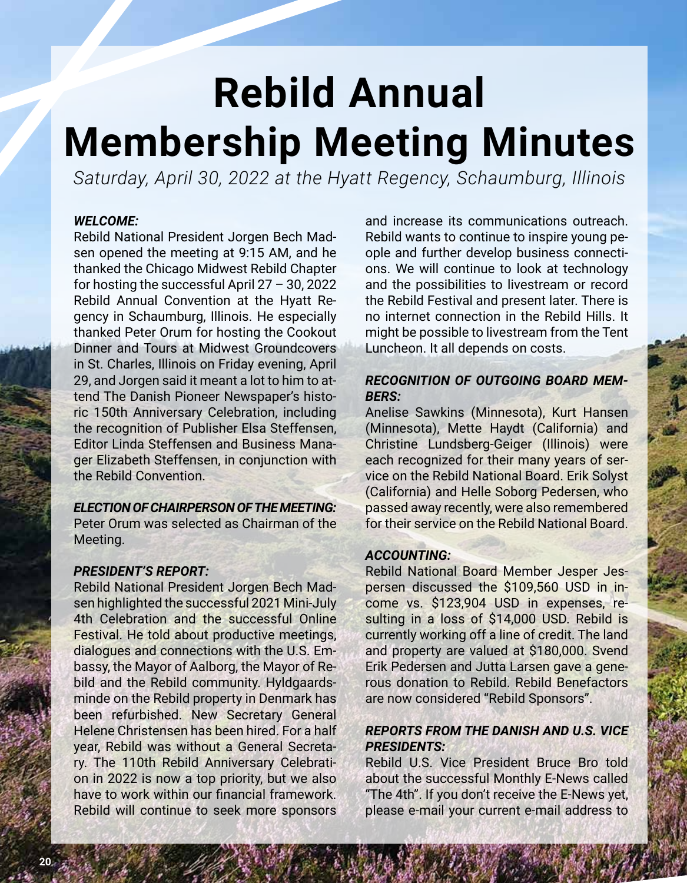# Rebild Annual Membership Meeting Minutes

*Saturday, April 30, 2022 at the Hyatt Regency, Schaumburg, Illinois*

***WELCOME:***

Rebild National President Jorgen Bech Madsen opened the meeting at 9:15 AM, and he thanked the Chicago Midwest Rebild Chapter for hosting the successful April 27 – 30, 2022 Rebild Annual Convention at the Hyatt Regency in Schaumburg, Illinois. He especially thanked Peter Orum for hosting the Cookout Dinner and Tours at Midwest Groundcovers in St. Charles, Illinois on Friday evening, April 29, and Jorgen said it meant a lot to him to attend The Danish Pioneer Newspaper's historic 150th Anniversary Celebration, including the recognition of Publisher Elsa Steffensen, Editor Linda Steffensen and Business Manager Elizabeth Steffensen, in conjunction with the Rebild Convention.

***ELECTION OF CHAIRPERSON OF THE MEETING:***

Peter Orum was selected as Chairman of the Meeting.

***PRESIDENT'S REPORT:***

Rebild National President Jorgen Bech Madsen highlighted the successful 2021 Mini-July 4th Celebration and the successful Online Festival. He told about productive meetings, dialogues and connections with the U.S. Embassy, the Mayor of Aalborg, the Mayor of Rebild and the Rebild community. Hyldgaardsminde on the Rebild property in Denmark has been refurbished. New Secretary General Helene Christensen has been hired. For a half year, Rebild was without a General Secretary. The 110th Rebild Anniversary Celebration in 2022 is now a top priority, but we also have to work within our financial framework. Rebild will continue to seek more sponsors and increase its communications outreach. Rebild wants to continue to inspire young people and further develop business connections. We will continue to look at technology and the possibilities to livestream or record the Rebild Festival and present later. There is no internet connection in the Rebild Hills. It might be possible to livestream from the Tent Luncheon. It all depends on costs.

***RECOGNITION OF OUTGOING BOARD MEMBERS:***

Anelise Sawkins (Minnesota), Kurt Hansen (Minnesota), Mette Haydt (California) and Christine Lundsberg-Geiger (Illinois) were each recognized for their many years of service on the Rebild National Board. Erik Solyst (California) and Helle Soborg Pedersen, who passed away recently, were also remembered for their service on the Rebild National Board.

***ACCOUNTING:***

Rebild National Board Member Jesper Jespersen discussed the $109,560 USD in income vs. $123,904 USD in expenses, resulting in a loss of $14,000 USD. Rebild is currently working off a line of credit. The land and property are valued at $180,000. Svend Erik Pedersen and Jutta Larsen gave a generous donation to Rebild. Rebild Benefactors are now considered "Rebild Sponsors".

***REPORTS FROM THE DANISH AND U.S. VICE PRESIDENTS:***

Rebild U.S. Vice President Bruce Bro told about the successful Monthly E-News called "The 4th". If you don't receive the E-News yet, please e-mail your current e-mail address to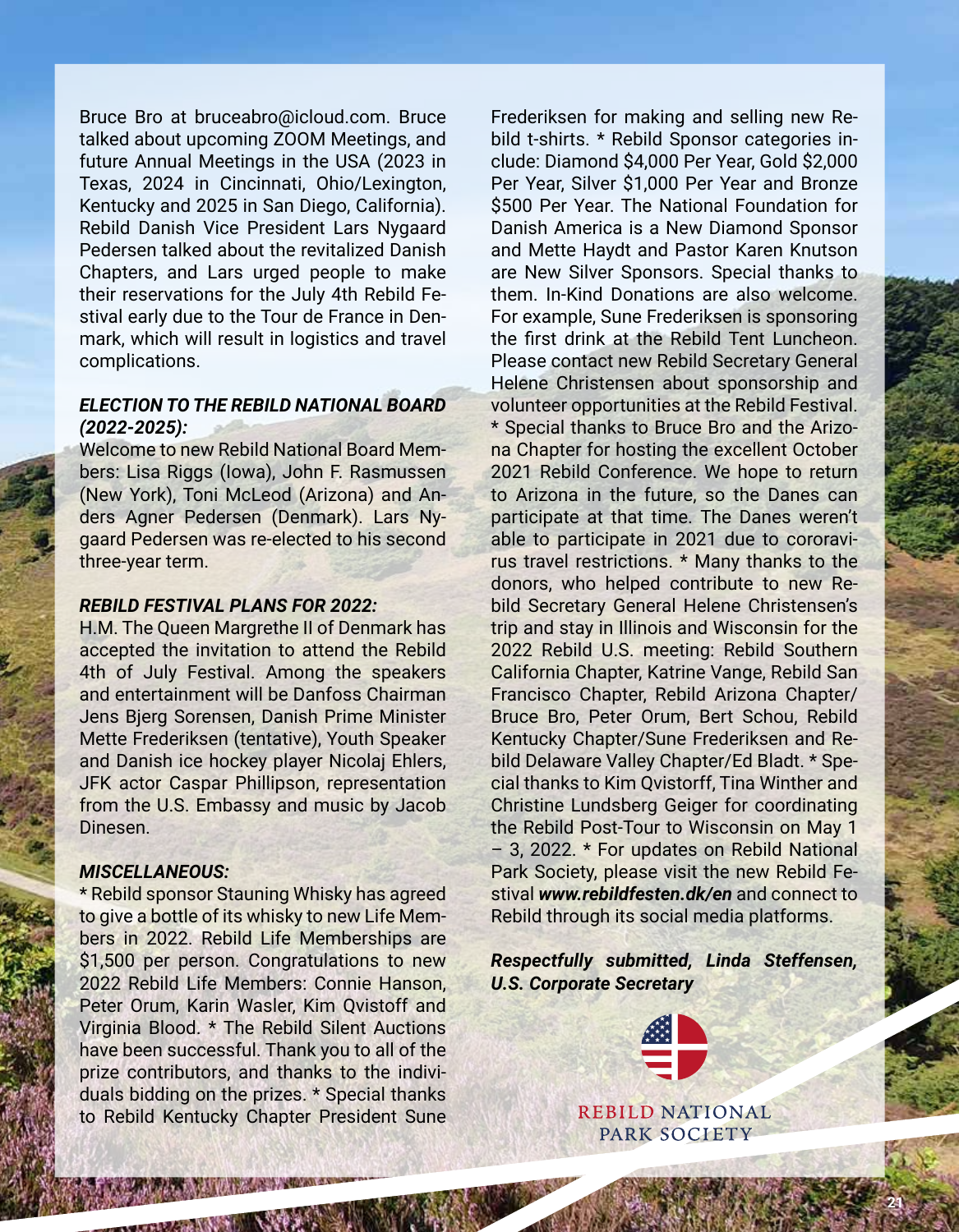Bruce Bro at bruceabro@icloud.com. Bruce talked about upcoming ZOOM Meetings, and future Annual Meetings in the USA (2023 in Texas, 2024 in Cincinnati, Ohio/Lexington, Kentucky and 2025 in San Diego, California). Rebild Danish Vice President Lars Nygaard Pedersen talked about the revitalized Danish Chapters, and Lars urged people to make their reservations for the July 4th Rebild Festival early due to the Tour de France in Denmark, which will result in logistics and travel complications.

***ELECTION TO THE REBILD NATIONAL BOARD (2022-2025):***
Welcome to new Rebild National Board Members: Lisa Riggs (Iowa), John F. Rasmussen (New York), Toni McLeod (Arizona) and Anders Agner Pedersen (Denmark). Lars Nygaard Pedersen was re-elected to his second three-year term.

***REBILD FESTIVAL PLANS FOR 2022:***
H.M. The Queen Margrethe II of Denmark has accepted the invitation to attend the Rebild 4th of July Festival. Among the speakers and entertainment will be Danfoss Chairman Jens Bjerg Sorensen, Danish Prime Minister Mette Frederiksen (tentative), Youth Speaker and Danish ice hockey player Nicolaj Ehlers, JFK actor Caspar Phillipson, representation from the U.S. Embassy and music by Jacob Dinesen.

***MISCELLANEOUS:***
* Rebild sponsor Stauning Whisky has agreed to give a bottle of its whisky to new Life Members in 2022. Rebild Life Memberships are $1,500 per person. Congratulations to new 2022 Rebild Life Members: Connie Hanson, Peter Orum, Karin Wasler, Kim Qvistoff and Virginia Blood. * The Rebild Silent Auctions have been successful. Thank you to all of the prize contributors, and thanks to the individuals bidding on the prizes. * Special thanks to Rebild Kentucky Chapter President Sune Frederiksen for making and selling new Rebild t-shirts. * Rebild Sponsor categories include: Diamond $4,000 Per Year, Gold $2,000 Per Year, Silver $1,000 Per Year and Bronze $500 Per Year. The National Foundation for Danish America is a New Diamond Sponsor and Mette Haydt and Pastor Karen Knutson are New Silver Sponsors. Special thanks to them. In-Kind Donations are also welcome. For example, Sune Frederiksen is sponsoring the first drink at the Rebild Tent Luncheon. Please contact new Rebild Secretary General Helene Christensen about sponsorship and volunteer opportunities at the Rebild Festival. * Special thanks to Bruce Bro and the Arizona Chapter for hosting the excellent October 2021 Rebild Conference. We hope to return to Arizona in the future, so the Danes can participate at that time. The Danes weren't able to participate in 2021 due to cororavirus travel restrictions. * Many thanks to the donors, who helped contribute to new Rebild Secretary General Helene Christensen's trip and stay in Illinois and Wisconsin for the 2022 Rebild U.S. meeting: Rebild Southern California Chapter, Katrine Vange, Rebild San Francisco Chapter, Rebild Arizona Chapter/ Bruce Bro, Peter Orum, Bert Schou, Rebild Kentucky Chapter/Sune Frederiksen and Rebild Delaware Valley Chapter/Ed Bladt. * Special thanks to Kim Qvistorff, Tina Winther and Christine Lundsberg Geiger for coordinating the Rebild Post-Tour to Wisconsin on May 1 – 3, 2022. * For updates on Rebild National Park Society, please visit the new Rebild Festival ***www.rebildfesten.dk/en*** and connect to Rebild through its social media platforms.

***Respectfully submitted, Linda Steffensen, U.S. Corporate Secretary***

REBILD NATIONAL PARK SOCIETY